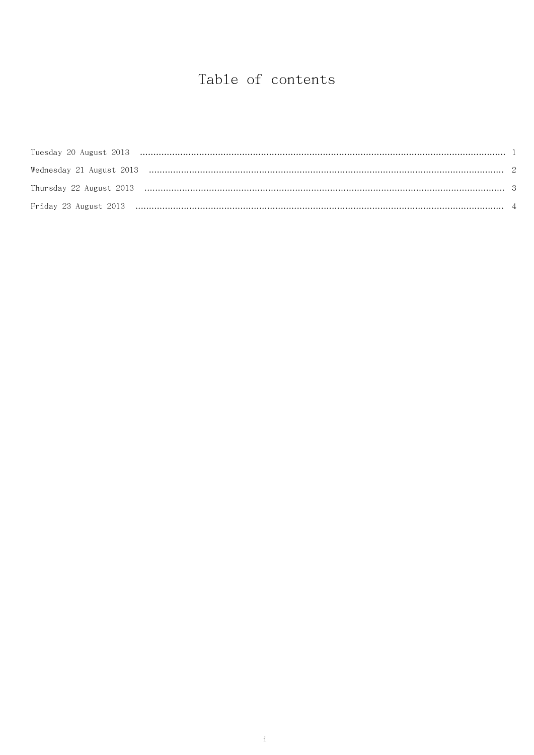# Table of contents

Tuesday 20 August 2013 .......... 1

Wednesday 21 August 2013 .......... 2

Thursday 22 August 2013 .......... 3

Friday 23 August 2013 .......... 4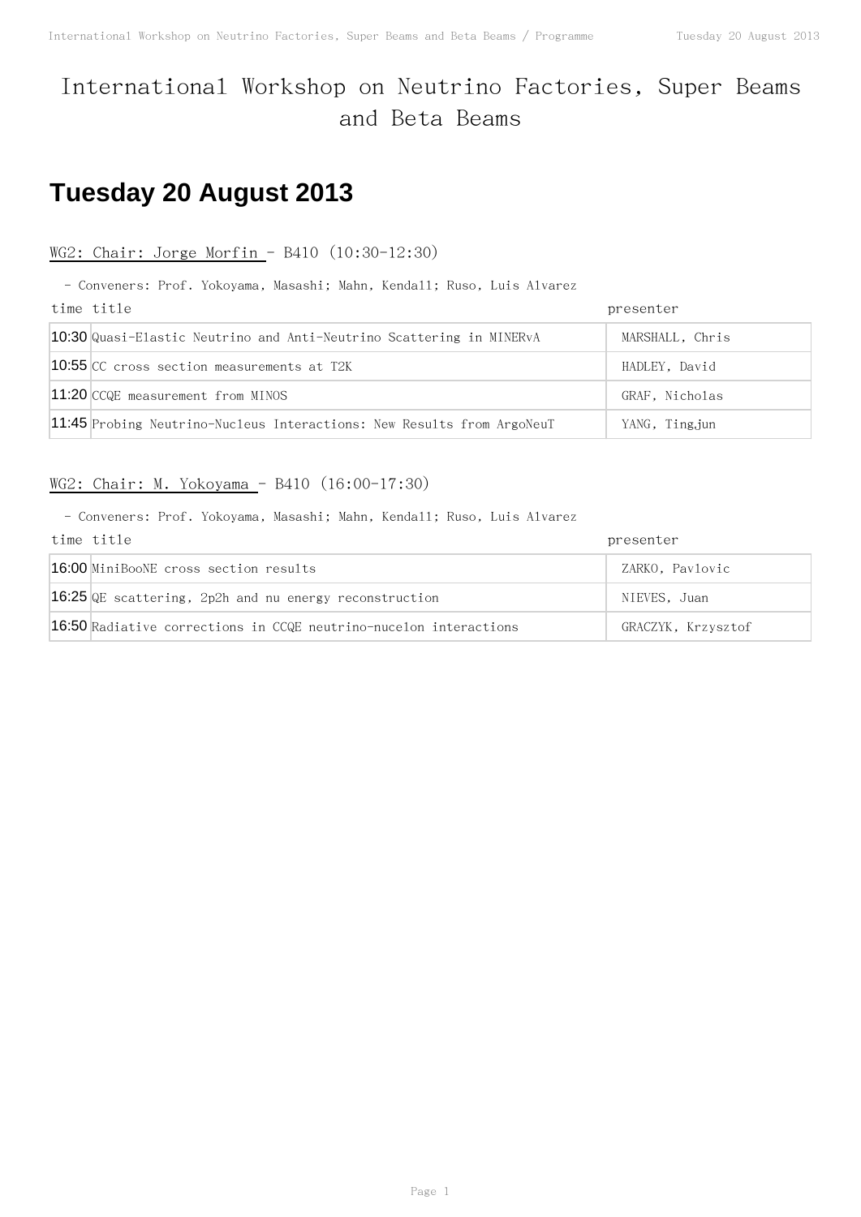# International Workshop on Neutrino Factories, Super Beams and Beta Beams

## Tuesday 20 August 2013

### WG2: Chair: Jorge Morfin - B410 (10:30-12:30)

- Conveners: Prof. Yokoyama, Masashi; Mahn, Kendall; Ruso, Luis Alvarez

| time | title | presenter |
|---|---|---|
| 10:30 | Quasi-Elastic Neutrino and Anti-Neutrino Scattering in MINERvA | MARSHALL, Chris |
| 10:55 | CC cross section measurements at T2K | HADLEY, David |
| 11:20 | CCQE measurement from MINOS | GRAF, Nicholas |
| 11:45 | Probing Neutrino-Nucleus Interactions: New Results from ArgoNeuT | YANG, Tingjun |

### WG2: Chair: M. Yokoyama - B410 (16:00-17:30)

- Conveners: Prof. Yokoyama, Masashi; Mahn, Kendall; Ruso, Luis Alvarez

| time | title | presenter |
|---|---|---|
| 16:00 | MiniBooNE cross section results | ZARKO, Pavlovic |
| 16:25 | QE scattering, 2p2h and nu energy reconstruction | NIEVES, Juan |
| 16:50 | Radiative corrections in CCQE neutrino-nucelon interactions | GRACZYK, Krzysztof |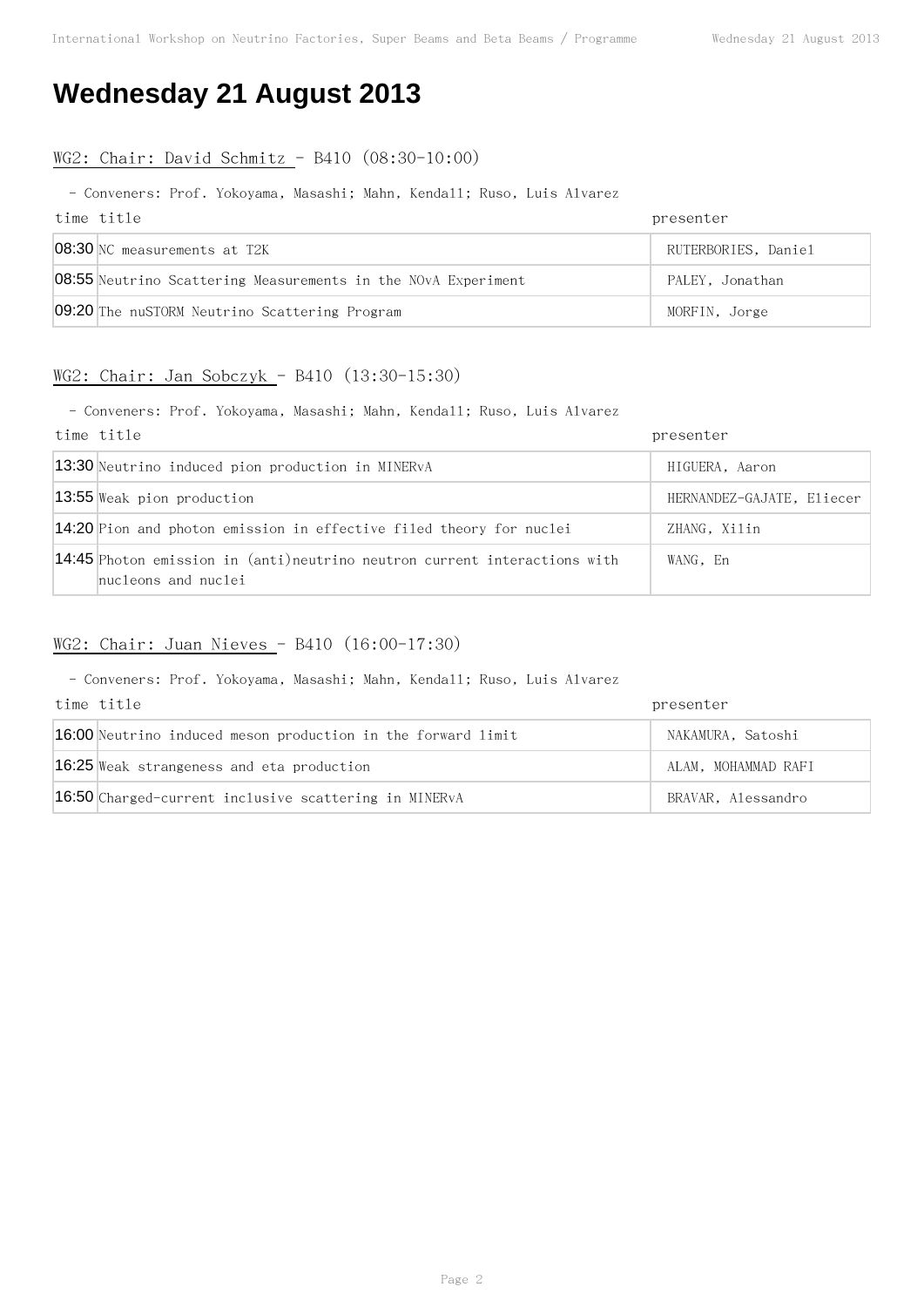# Wednesday 21 August 2013

## WG2: Chair: David Schmitz - B410 (08:30-10:00)

- Conveners: Prof. Yokoyama, Masashi; Mahn, Kendall; Ruso, Luis Alvarez

| time | title | presenter |
|---|---|---|
| 08:30 | NC measurements at T2K | RUTERBORIES, Daniel |
| 08:55 | Neutrino Scattering Measurements in the NOvA Experiment | PALEY, Jonathan |
| 09:20 | The nuSTORM Neutrino Scattering Program | MORFIN, Jorge |

## WG2: Chair: Jan Sobczyk - B410 (13:30-15:30)

- Conveners: Prof. Yokoyama, Masashi; Mahn, Kendall; Ruso, Luis Alvarez

| time | title | presenter |
|---|---|---|
| 13:30 | Neutrino induced pion production in MINERvA | HIGUERA, Aaron |
| 13:55 | Weak pion production | HERNANDEZ-GAJATE, Eliecer |
| 14:20 | Pion and photon emission in effective filed theory for nuclei | ZHANG, Xilin |
| 14:45 | Photon emission in (anti)neutrino neutron current interactions with nucleons and nuclei | WANG, En |

## WG2: Chair: Juan Nieves - B410 (16:00-17:30)

- Conveners: Prof. Yokoyama, Masashi; Mahn, Kendall; Ruso, Luis Alvarez

| time | title | presenter |
|---|---|---|
| 16:00 | Neutrino induced meson production in the forward limit | NAKAMURA, Satoshi |
| 16:25 | Weak strangeness and eta production | ALAM, MOHAMMAD RAFI |
| 16:50 | Charged-current inclusive scattering in MINERvA | BRAVAR, Alessandro |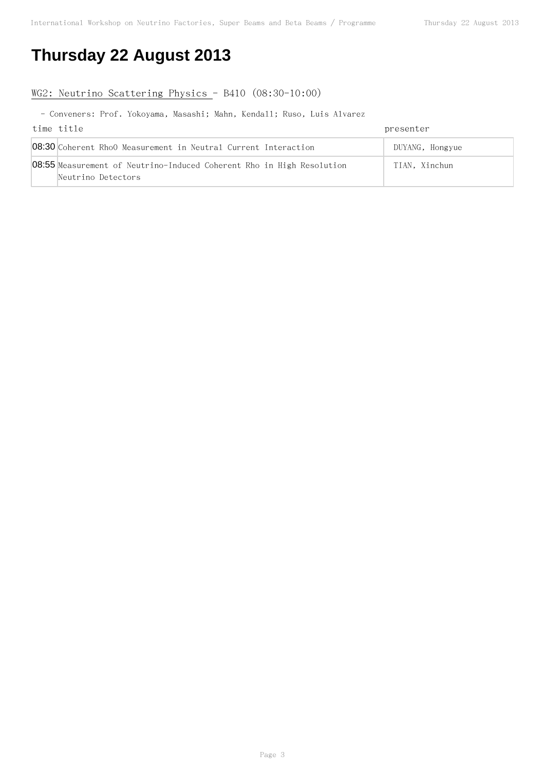# Thursday 22 August 2013

## WG2: Neutrino Scattering Physics - B410 (08:30-10:00)

- Conveners: Prof. Yokoyama, Masashi; Mahn, Kendall; Ruso, Luis Alvarez

| time | title | presenter |
|---|---|---|
| 08:30 | Coherent Rho0 Measurement in Neutral Current Interaction | DUYANG, Hongyue |
| 08:55 | Measurement of Neutrino-Induced Coherent Rho in High Resolution Neutrino Detectors | TIAN, Xinchun |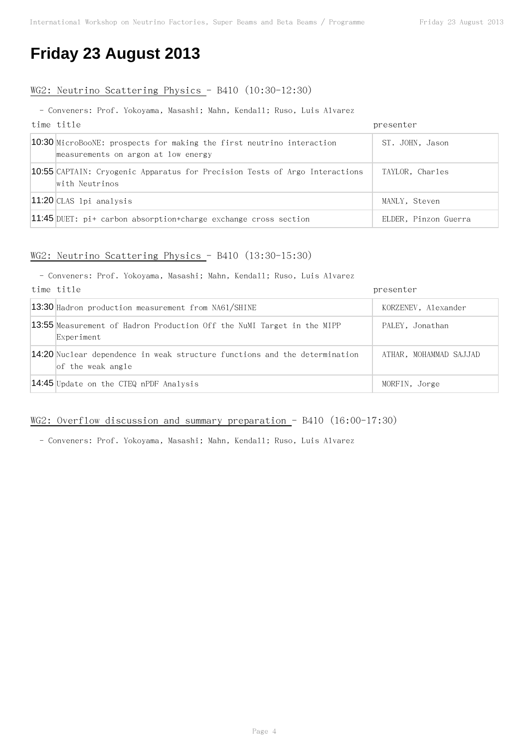# Friday 23 August 2013

## WG2: Neutrino Scattering Physics - B410 (10:30-12:30)

- Conveners: Prof. Yokoyama, Masashi; Mahn, Kendall; Ruso, Luis Alvarez

| time | title | presenter |
|---|---|---|
| 10:30 | MicroBooNE: prospects for making the first neutrino interaction measurements on argon at low energy | ST. JOHN, Jason |
| 10:55 | CAPTAIN: Cryogenic Apparatus for Precision Tests of Argo Interactions with Neutrinos | TAYLOR, Charles |
| 11:20 | CLAS 1pi analysis | MANLY, Steven |
| 11:45 | DUET: pi+ carbon absorption+charge exchange cross section | ELDER, Pinzon Guerra |

## WG2: Neutrino Scattering Physics - B410 (13:30-15:30)

- Conveners: Prof. Yokoyama, Masashi; Mahn, Kendall; Ruso, Luis Alvarez

| time | title | presenter |
|---|---|---|
| 13:30 | Hadron production measurement from NA61/SHINE | KORZENEV, Alexander |
| 13:55 | Measurement of Hadron Production Off the NuMI Target in the MIPP Experiment | PALEY, Jonathan |
| 14:20 | Nuclear dependence in weak structure functions and the determination of the weak angle | ATHAR, MOHAMMAD SAJJAD |
| 14:45 | Update on the CTEQ nPDF Analysis | MORFIN, Jorge |

## WG2: Overflow discussion and summary preparation - B410 (16:00-17:30)

- Conveners: Prof. Yokoyama, Masashi; Mahn, Kendall; Ruso, Luis Alvarez